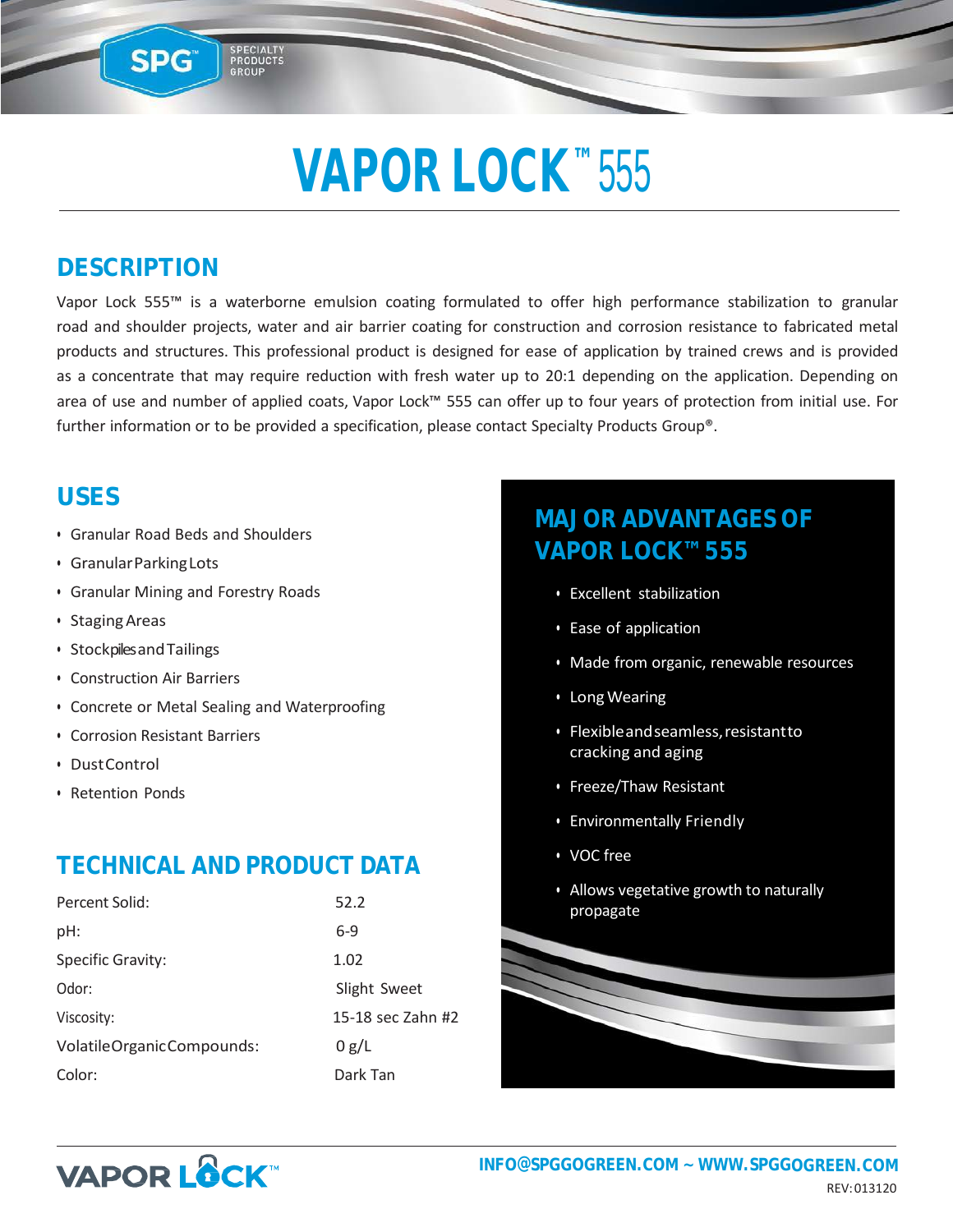# VAPOR LOCK™ 555

## DESCRIPTION

Vapor Lock 555™ is a waterborne emulsion coating formulated to offer high performance stabilization to granular road and shoulder projects, water and air barrier coating for construction and corrosion resistance to fabricated metal products and structures. This professional product is designed for ease of application by trained crews and is provided as a concentrate that may require reduction with fresh water up to 20:1 depending on the application. Depending on area of use and number of applied coats, Vapor Lock™ 555 can offer up to four years of protection from initial use. For further information or to be provided a specification, please contact Specialty Products Group®.

## USES

- Granular Road Beds and Shoulders
- Granular Parking Lots
- Granular Mining and Forestry Roads
- Staging Areas
- Stockpiles and Tailings
- Construction Air Barriers
- Concrete or Metal Sealing and Waterproofing
- Corrosion Resistant Barriers
- Dust Control
- Retention Ponds

## TECHNICAL AND PRODUCT DATA

| | |
|---|---|
| Percent Solid: | 52.2 |
| pH: | 6-9 |
| Specific Gravity: | 1.02 |
| Odor: | Slight Sweet |
| Viscosity: | 15-18 sec Zahn #2 |
| Volatile Organic Compounds: | 0 g/L |
| Color: | Dark Tan |

## MAJOR ADVANTAGES OF VAPOR LOCK™ 555

- Excellent stabilization
- Ease of application
- Made from organic, renewable resources
- Long Wearing
- Flexible and seamless, resistant to cracking and aging
- Freeze/Thaw Resistant
- Environmentally Friendly
- VOC free
- Allows vegetative growth to naturally propagate

INFO@SPGGOGREEN.COM ~ WWW.SPGGOGREEN.COM

REV: 013120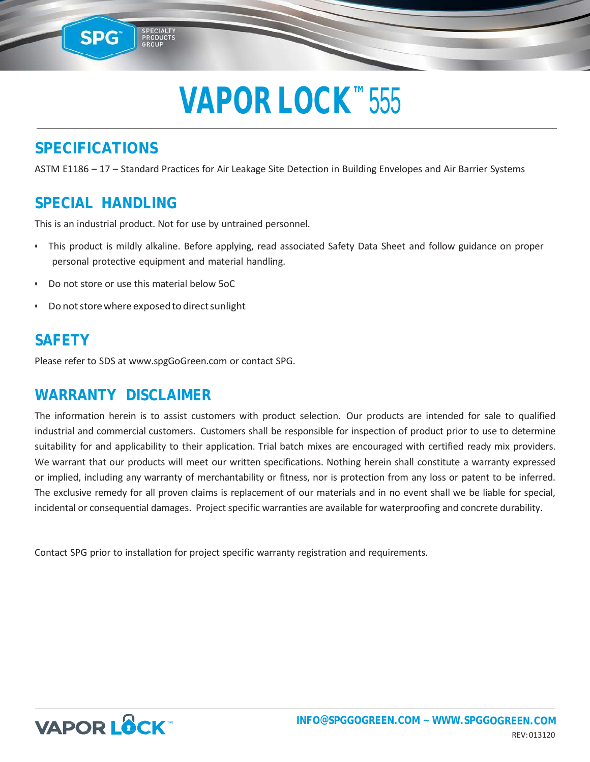# VAPOR LOCK™ 555

## SPECIFICATIONS

ASTM E1186 – 17 – Standard Practices for Air Leakage Site Detection in Building Envelopes and Air Barrier Systems

## SPECIAL HANDLING

This is an industrial product. Not for use by untrained personnel.

- This product is mildly alkaline. Before applying, read associated Safety Data Sheet and follow guidance on proper personal protective equipment and material handling.
- Do not store or use this material below 5oC
- Do not store where exposed to direct sunlight

## SAFETY

Please refer to SDS at www.spgGoGreen.com or contact SPG.

## WARRANTY DISCLAIMER

The information herein is to assist customers with product selection. Our products are intended for sale to qualified industrial and commercial customers. Customers shall be responsible for inspection of product prior to use to determine suitability for and applicability to their application. Trial batch mixes are encouraged with certified ready mix providers. We warrant that our products will meet our written specifications. Nothing herein shall constitute a warranty expressed or implied, including any warranty of merchantability or fitness, nor is protection from any loss or patent to be inferred. The exclusive remedy for all proven claims is replacement of our materials and in no event shall we be liable for special, incidental or consequential damages. Project specific warranties are available for waterproofing and concrete durability.

Contact SPG prior to installation for project specific warranty registration and requirements.

INFO@SPGGOGREEN.COM ~ WWW.SPGGOGREEN.COM

REV: 013120